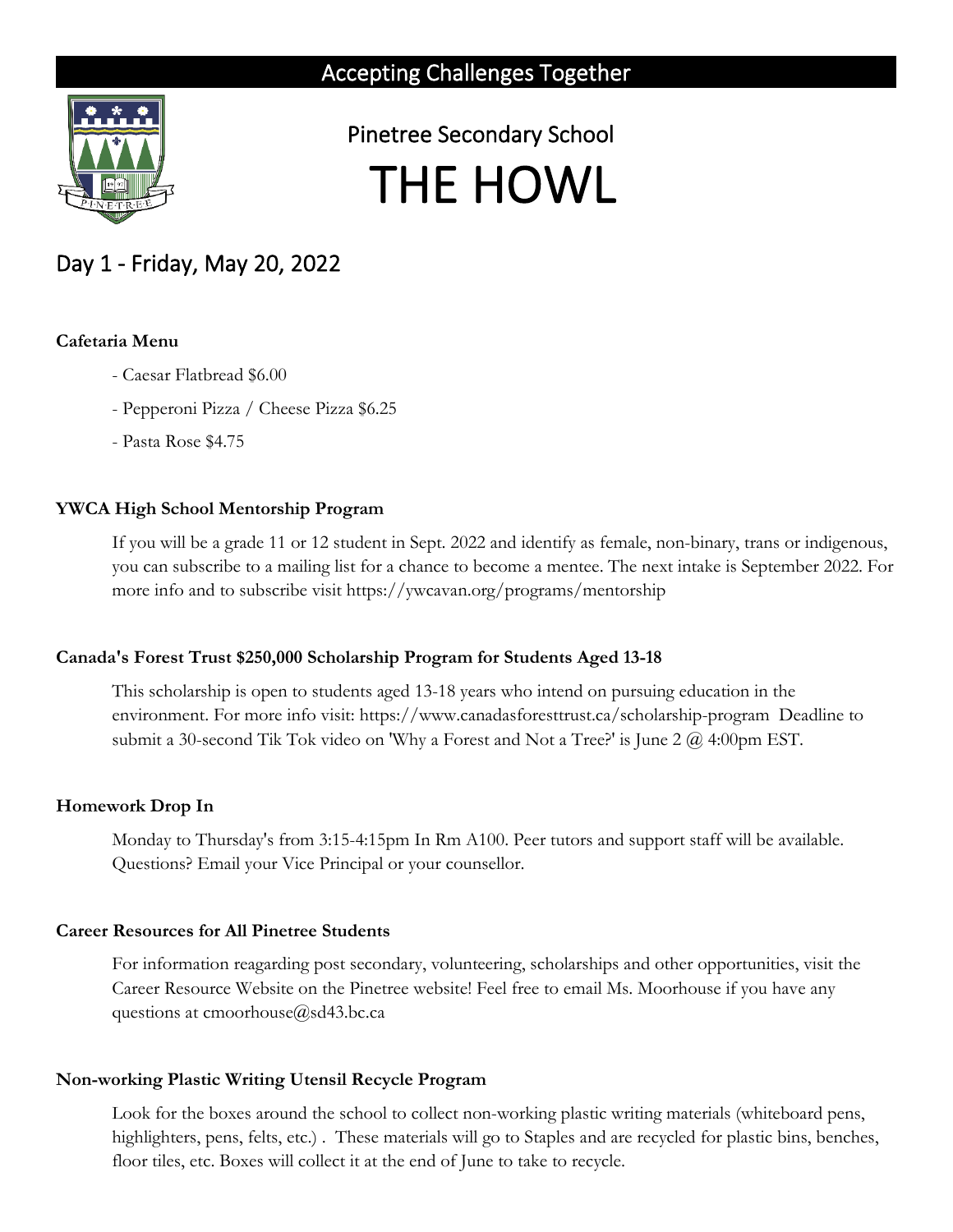Accepting Challenges Together

Pinetree Secondary School

# THE HOWL

## Day 1 - Friday, May 20, 2022

**Cafetaria Menu**

- Caesar Flatbread $6.00
- Pepperoni Pizza / Cheese Pizza $6.25
- Pasta Rose $4.75

**YWCA High School Mentorship Program**

If you will be a grade 11 or 12 student in Sept. 2022 and identify as female, non-binary, trans or indigenous, you can subscribe to a mailing list for a chance to become a mentee. The next intake is September 2022. For more info and to subscribe visit https://ywcavan.org/programs/mentorship

**Canada's Forest Trust $250,000 Scholarship Program for Students Aged 13-18**

This scholarship is open to students aged 13-18 years who intend on pursuing education in the environment. For more info visit: https://www.canadasforesttrust.ca/scholarship-program Deadline to submit a 30-second Tik Tok video on 'Why a Forest and Not a Tree?' is June 2 @ 4:00pm EST.

**Homework Drop In**

Monday to Thursday's from 3:15-4:15pm In Rm A100. Peer tutors and support staff will be available. Questions? Email your Vice Principal or your counsellor.

**Career Resources for All Pinetree Students**

For information reagarding post secondary, volunteering, scholarships and other opportunities, visit the Career Resource Website on the Pinetree website! Feel free to email Ms. Moorhouse if you have any questions at cmoorhouse@sd43.bc.ca

**Non-working Plastic Writing Utensil Recycle Program**

Look for the boxes around the school to collect non-working plastic writing materials (whiteboard pens, highlighters, pens, felts, etc.) . These materials will go to Staples and are recycled for plastic bins, benches, floor tiles, etc. Boxes will collect it at the end of June to take to recycle.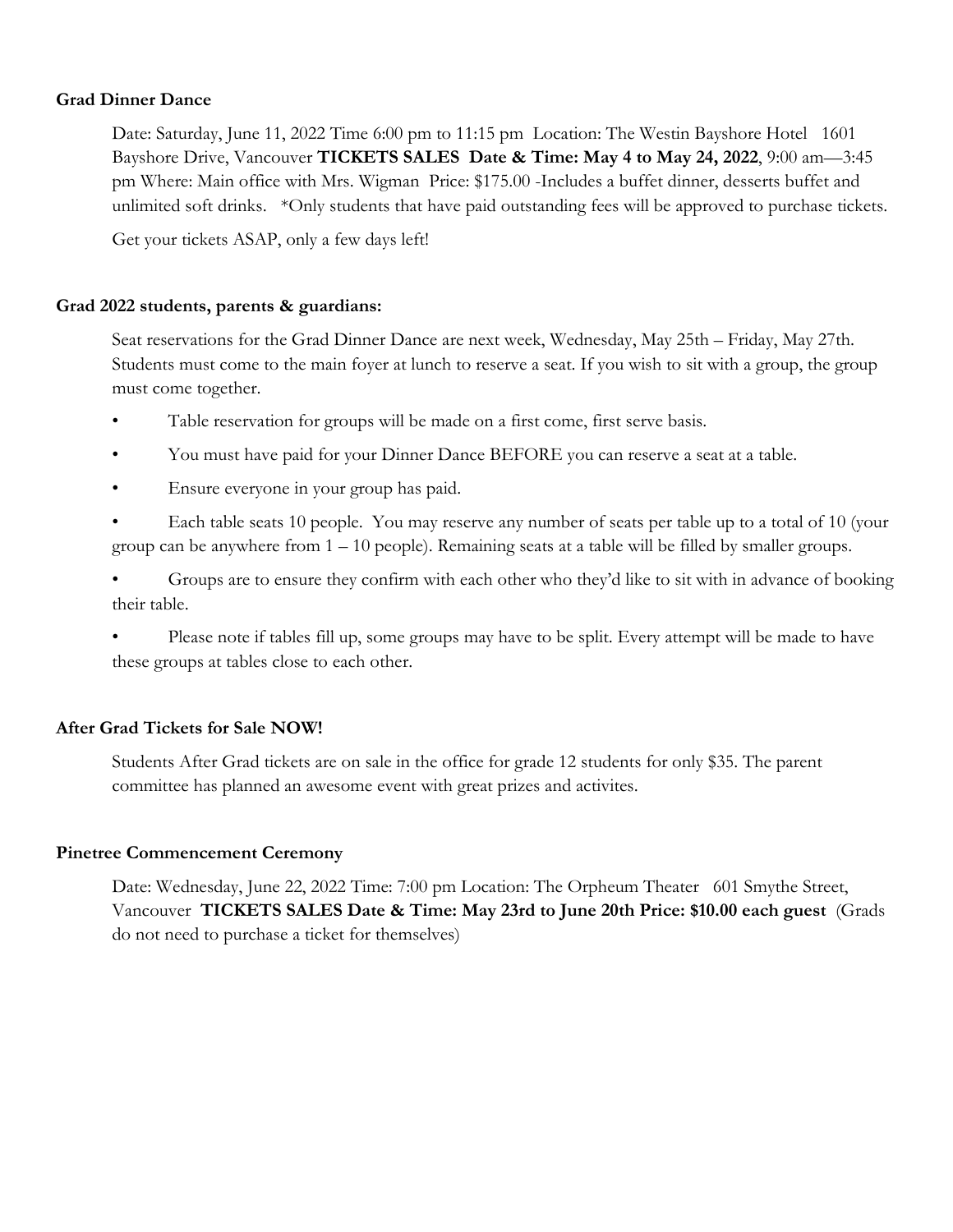**Grad Dinner Dance**

Date: Saturday, June 11, 2022 Time 6:00 pm to 11:15 pm Location: The Westin Bayshore Hotel 1601 Bayshore Drive, Vancouver **TICKETS SALES Date & Time: May 4 to May 24, 2022**, 9:00 am—3:45 pm Where: Main office with Mrs. Wigman Price: $175.00 -Includes a buffet dinner, desserts buffet and unlimited soft drinks. *Only students that have paid outstanding fees will be approved to purchase tickets.

Get your tickets ASAP, only a few days left!

**Grad 2022 students, parents & guardians:**

Seat reservations for the Grad Dinner Dance are next week, Wednesday, May 25th – Friday, May 27th. Students must come to the main foyer at lunch to reserve a seat. If you wish to sit with a group, the group must come together.

- Table reservation for groups will be made on a first come, first serve basis.
- You must have paid for your Dinner Dance BEFORE you can reserve a seat at a table.
- Ensure everyone in your group has paid.
- Each table seats 10 people. You may reserve any number of seats per table up to a total of 10 (your group can be anywhere from 1 – 10 people). Remaining seats at a table will be filled by smaller groups.
- Groups are to ensure they confirm with each other who they'd like to sit with in advance of booking their table.
- Please note if tables fill up, some groups may have to be split. Every attempt will be made to have these groups at tables close to each other.

**After Grad Tickets for Sale NOW!**

Students After Grad tickets are on sale in the office for grade 12 students for only $35. The parent committee has planned an awesome event with great prizes and activites.

**Pinetree Commencement Ceremony**

Date: Wednesday, June 22, 2022 Time: 7:00 pm Location: The Orpheum Theater 601 Smythe Street, Vancouver **TICKETS SALES Date & Time: May 23rd to June 20th Price: $10.00 each guest** (Grads do not need to purchase a ticket for themselves)